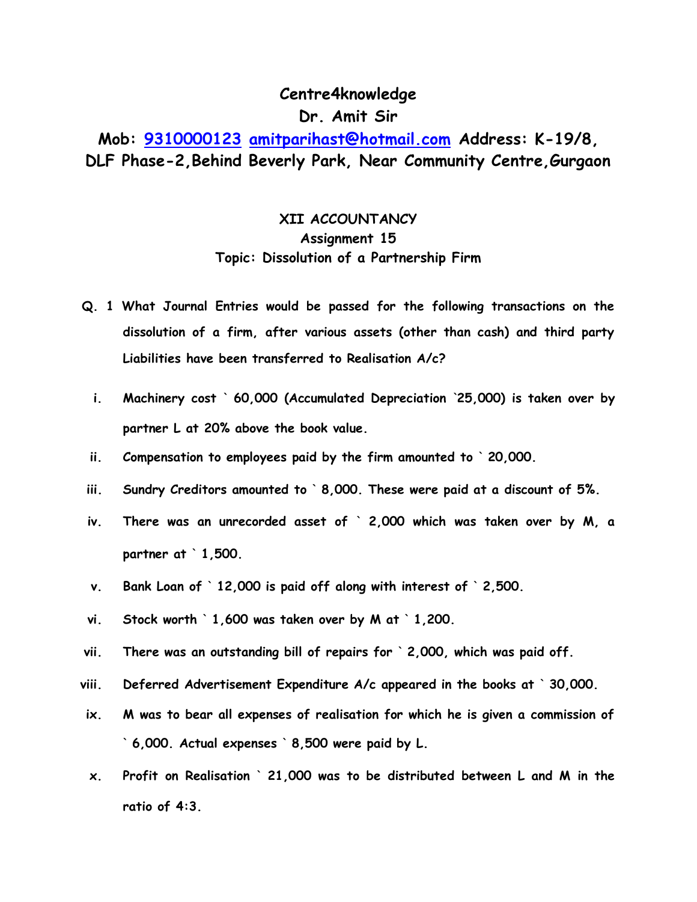# Centre4knowledge

## Dr. Amit Sir

**Mob: 9310000123 amitparihast@hotmail.com Address: K-19/8, DLF Phase-2,Behind Beverly Park, Near Community Centre,Gurgaon**

### XII ACCOUNTANCY
### Assignment 15
### Topic: Dissolution of a Partnership Firm

**Q. 1 What Journal Entries would be passed for the following transactions on the dissolution of a firm, after various assets (other than cash) and third party Liabilities have been transferred to Realisation A/c?**

i. **Machinery cost ` 60,000 (Accumulated Depreciation `25,000) is taken over by partner L at 20% above the book value.**

ii. **Compensation to employees paid by the firm amounted to ` 20,000.**

iii. **Sundry Creditors amounted to ` 8,000. These were paid at a discount of 5%.**

iv. **There was an unrecorded asset of ` 2,000 which was taken over by M, a partner at ` 1,500.**

v. **Bank Loan of ` 12,000 is paid off along with interest of ` 2,500.**

vi. **Stock worth ` 1,600 was taken over by M at ` 1,200.**

vii. **There was an outstanding bill of repairs for ` 2,000, which was paid off.**

viii. **Deferred Advertisement Expenditure A/c appeared in the books at ` 30,000.**

ix. **M was to bear all expenses of realisation for which he is given a commission of ` 6,000. Actual expenses ` 8,500 were paid by L.**

x. **Profit on Realisation ` 21,000 was to be distributed between L and M in the ratio of 4:3.**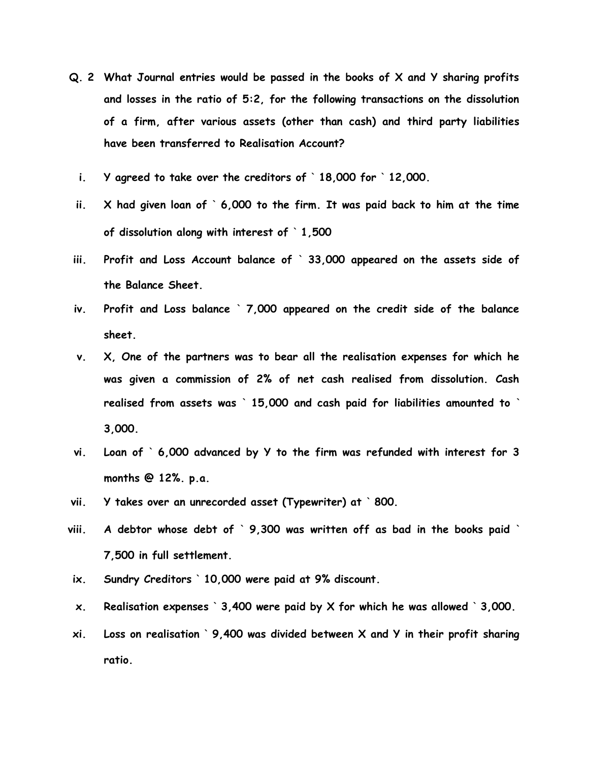**Q. 2 What Journal entries would be passed in the books of X and Y sharing profits and losses in the ratio of 5:2, for the following transactions on the dissolution of a firm, after various assets (other than cash) and third party liabilities have been transferred to Realisation Account?**

i. **Y agreed to take over the creditors of ` 18,000 for ` 12,000.**

ii. **X had given loan of ` 6,000 to the firm. It was paid back to him at the time of dissolution along with interest of ` 1,500**

iii. **Profit and Loss Account balance of ` 33,000 appeared on the assets side of the Balance Sheet.**

iv. **Profit and Loss balance ` 7,000 appeared on the credit side of the balance sheet.**

v. **X, One of the partners was to bear all the realisation expenses for which he was given a commission of 2% of net cash realised from dissolution. Cash realised from assets was ` 15,000 and cash paid for liabilities amounted to ` 3,000.**

vi. **Loan of ` 6,000 advanced by Y to the firm was refunded with interest for 3 months @ 12%. p.a.**

vii. **Y takes over an unrecorded asset (Typewriter) at ` 800.**

viii. **A debtor whose debt of ` 9,300 was written off as bad in the books paid ` 7,500 in full settlement.**

ix. **Sundry Creditors ` 10,000 were paid at 9% discount.**

x. **Realisation expenses ` 3,400 were paid by X for which he was allowed ` 3,000.**

xi. **Loss on realisation ` 9,400 was divided between X and Y in their profit sharing ratio.**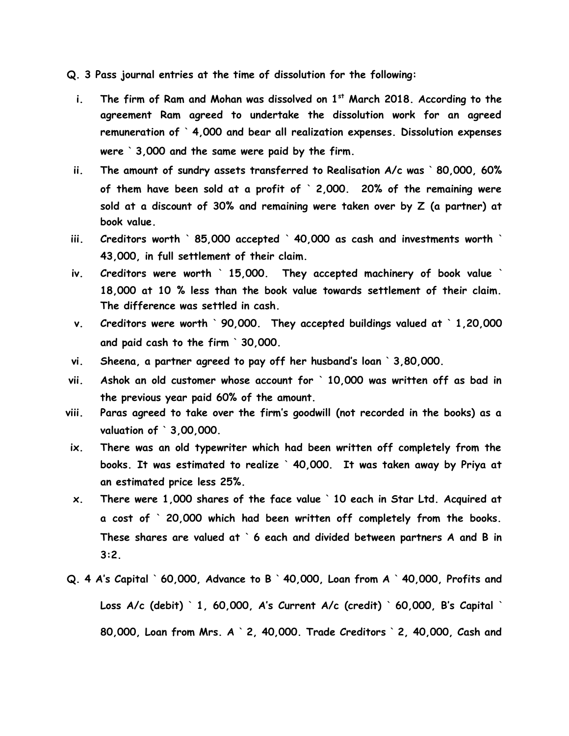**Q. 3 Pass journal entries at the time of dissolution for the following:**

i. **The firm of Ram and Mohan was dissolved on 1st March 2018. According to the agreement Ram agreed to undertake the dissolution work for an agreed remuneration of ` 4,000 and bear all realization expenses. Dissolution expenses were ` 3,000 and the same were paid by the firm.**

ii. **The amount of sundry assets transferred to Realisation A/c was ` 80,000, 60% of them have been sold at a profit of ` 2,000. 20% of the remaining were sold at a discount of 30% and remaining were taken over by Z (a partner) at book value.**

iii. **Creditors worth ` 85,000 accepted ` 40,000 as cash and investments worth ` 43,000, in full settlement of their claim.**

iv. **Creditors were worth ` 15,000. They accepted machinery of book value ` 18,000 at 10 % less than the book value towards settlement of their claim. The difference was settled in cash.**

v. **Creditors were worth ` 90,000. They accepted buildings valued at ` 1,20,000 and paid cash to the firm ` 30,000.**

vi. **Sheena, a partner agreed to pay off her husband's loan ` 3,80,000.**

vii. **Ashok an old customer whose account for ` 10,000 was written off as bad in the previous year paid 60% of the amount.**

viii. **Paras agreed to take over the firm's goodwill (not recorded in the books) as a valuation of ` 3,00,000.**

ix. **There was an old typewriter which had been written off completely from the books. It was estimated to realize ` 40,000. It was taken away by Priya at an estimated price less 25%.**

x. **There were 1,000 shares of the face value ` 10 each in Star Ltd. Acquired at a cost of ` 20,000 which had been written off completely from the books. These shares are valued at ` 6 each and divided between partners A and B in 3:2.**

**Q. 4 A's Capital ` 60,000, Advance to B ` 40,000, Loan from A ` 40,000, Profits and Loss A/c (debit) ` 1, 60,000, A's Current A/c (credit) ` 60,000, B's Capital ` 80,000, Loan from Mrs. A ` 2, 40,000. Trade Creditors ` 2, 40,000, Cash and**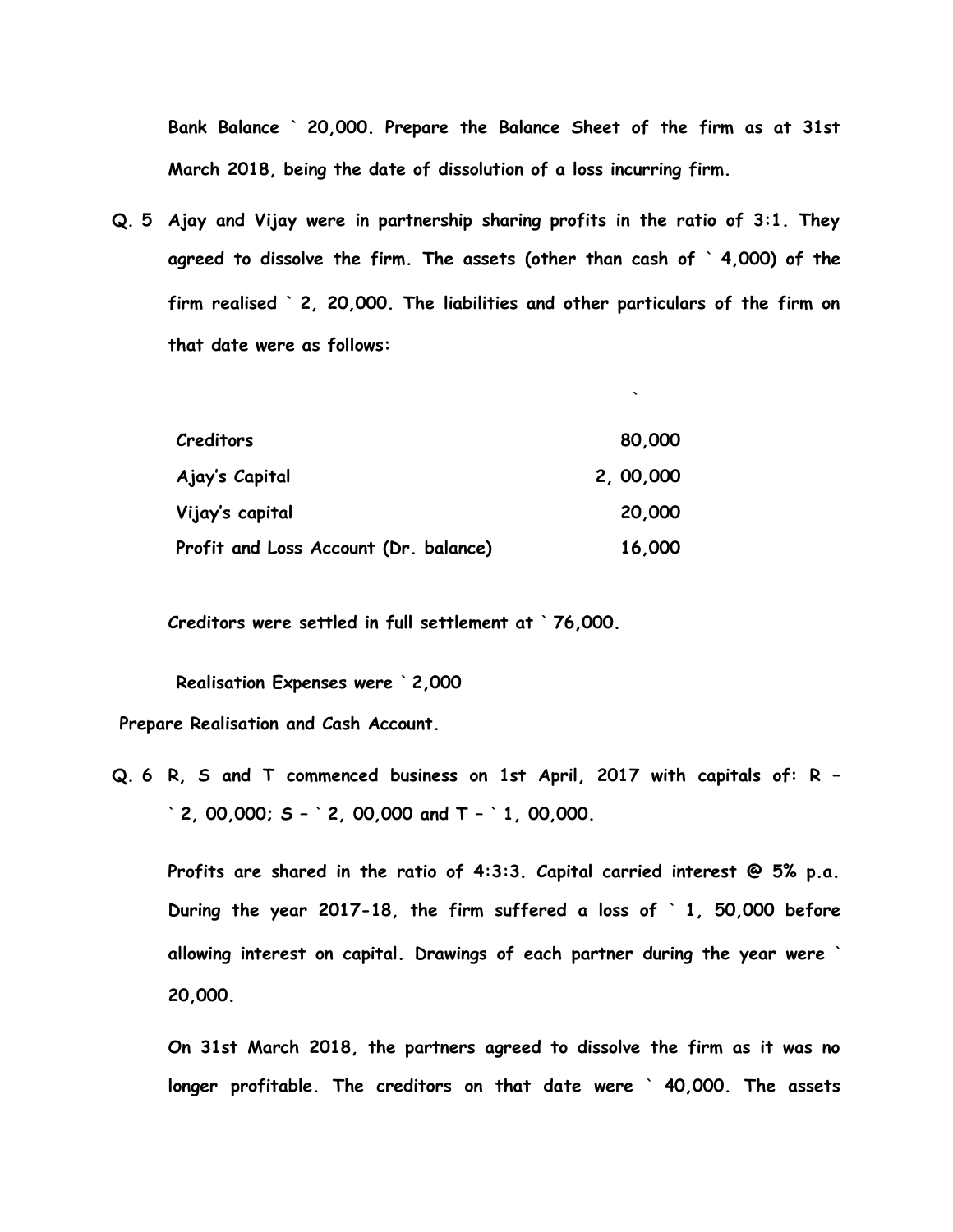**Bank Balance ` 20,000. Prepare the Balance Sheet of the firm as at 31st March 2018, being the date of dissolution of a loss incurring firm.**

**Q. 5 Ajay and Vijay were in partnership sharing profits in the ratio of 3:1. They agreed to dissolve the firm. The assets (other than cash of ` 4,000) of the firm realised ` 2, 20,000. The liabilities and other particulars of the firm on that date were as follows:**

| | ` |
|---|---|
| Creditors | 80,000 |
| Ajay's Capital | 2, 00,000 |
| Vijay's capital | 20,000 |
| Profit and Loss Account (Dr. balance) | 16,000 |

**Creditors were settled in full settlement at ` 76,000.**

**Realisation Expenses were ` 2,000**

**Prepare Realisation and Cash Account.**

**Q. 6 R, S and T commenced business on 1st April, 2017 with capitals of: R – ` 2, 00,000; S – ` 2, 00,000 and T – ` 1, 00,000.**

**Profits are shared in the ratio of 4:3:3. Capital carried interest @ 5% p.a. During the year 2017-18, the firm suffered a loss of ` 1, 50,000 before allowing interest on capital. Drawings of each partner during the year were ` 20,000.**

**On 31st March 2018, the partners agreed to dissolve the firm as it was no longer profitable. The creditors on that date were ` 40,000. The assets**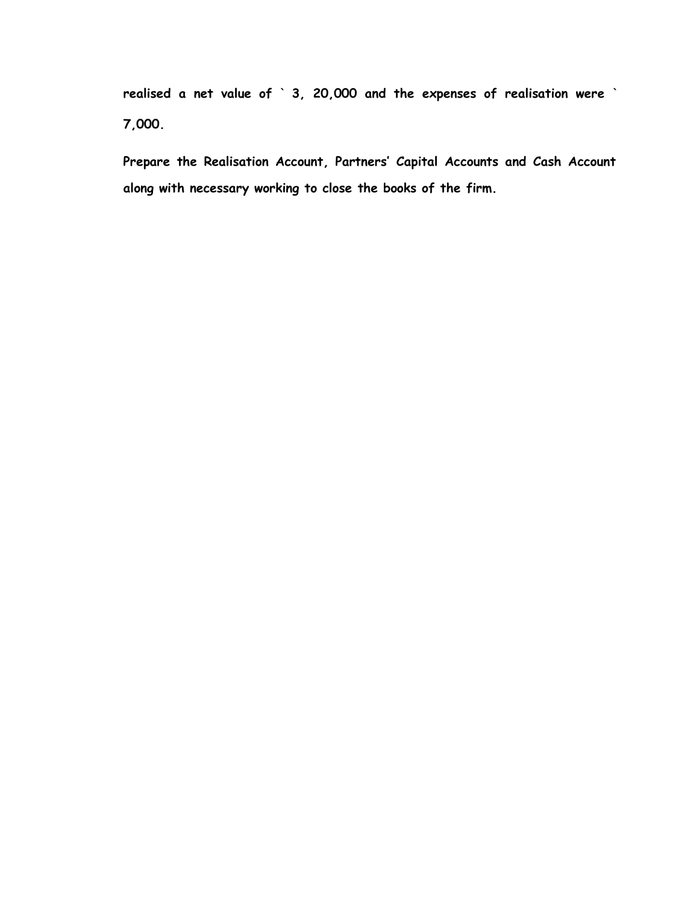**realised a net value of ` 3, 20,000 and the expenses of realisation were ` 7,000.**

**Prepare the Realisation Account, Partners' Capital Accounts and Cash Account along with necessary working to close the books of the firm.**